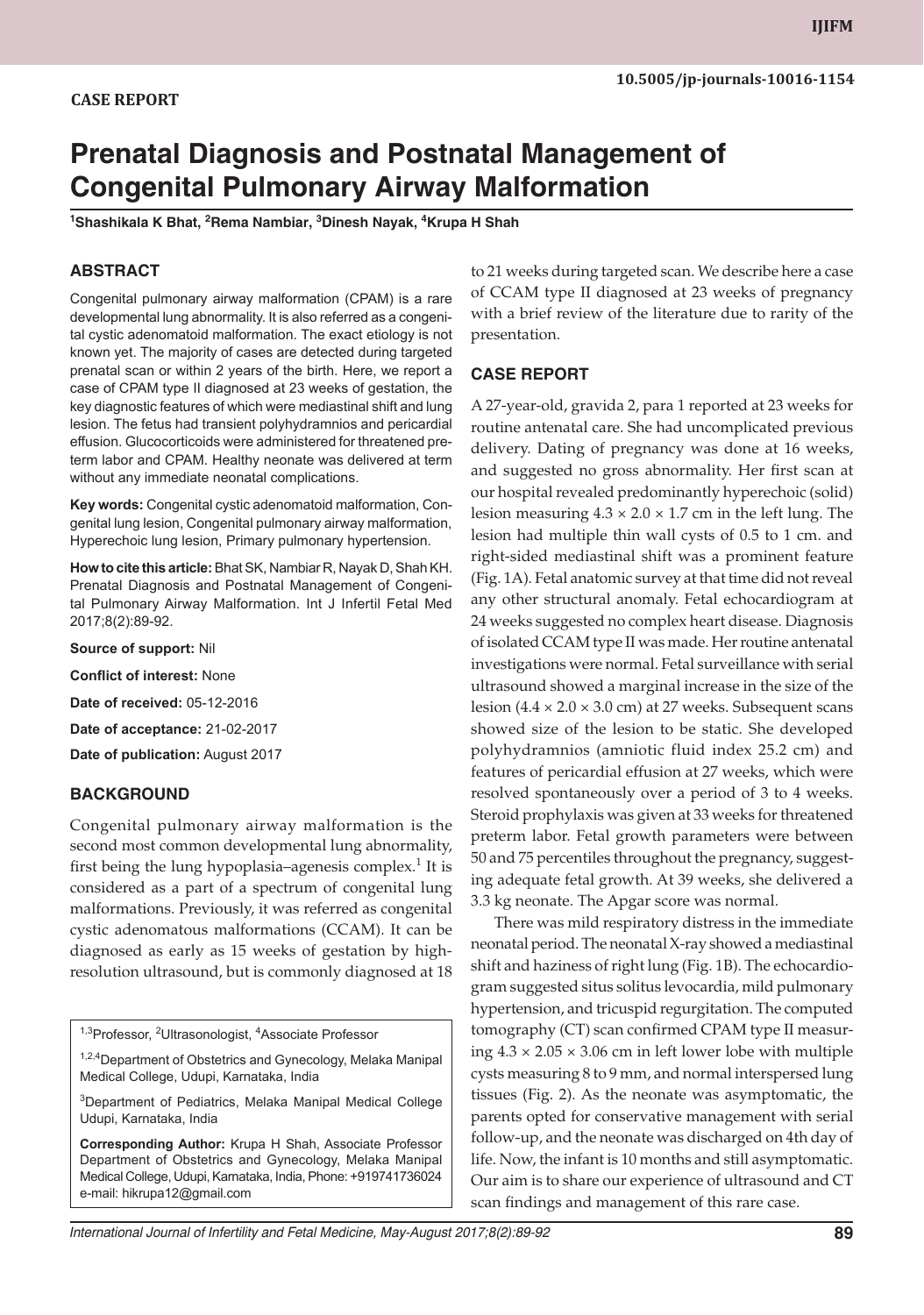**CASE REPORT**

10.5005/jp-journals-10016-1154

# Prenatal Diagnosis and Postnatal Management of Congenital Pulmonary Airway Malformation

[1]Shashikala K Bhat, [2]Rema Nambiar, [3]Dinesh Nayak, [4]Krupa H Shah

## ABSTRACT

Congenital pulmonary airway malformation (CPAM) is a rare developmental lung abnormality. It is also referred as a congenital cystic adenomatoid malformation. The exact etiology is not known yet. The majority of cases are detected during targeted prenatal scan or within 2 years of the birth. Here, we report a case of CPAM type II diagnosed at 23 weeks of gestation, the key diagnostic features of which were mediastinal shift and lung lesion. The fetus had transient polyhydramnios and pericardial effusion. Glucocorticoids were administered for threatened preterm labor and CPAM. Healthy neonate was delivered at term without any immediate neonatal complications.

**Key words:** Congenital cystic adenomatoid malformation, Congenital lung lesion, Congenital pulmonary airway malformation, Hyperechoic lung lesion, Primary pulmonary hypertension.

**How to cite this article:** Bhat SK, Nambiar R, Nayak D, Shah KH. Prenatal Diagnosis and Postnatal Management of Congenital Pulmonary Airway Malformation. Int J Infertil Fetal Med 2017;8(2):89-92.

**Source of support:** Nil

**Conflict of interest:** None

**Date of received:** 05-12-2016

**Date of acceptance:** 21-02-2017

**Date of publication:** August 2017

## BACKGROUND

Congenital pulmonary airway malformation is the second most common developmental lung abnormality, first being the lung hypoplasia–agenesis complex.[1] It is considered as a part of a spectrum of congenital lung malformations. Previously, it was referred as congenital cystic adenomatous malformations (CCAM). It can be diagnosed as early as 15 weeks of gestation by high-resolution ultrasound, but is commonly diagnosed at 18 to 21 weeks during targeted scan. We describe here a case of CCAM type II diagnosed at 23 weeks of pregnancy with a brief review of the literature due to rarity of the presentation.

[1,3]Professor, [2]Ultrasonologist, [4]Associate Professor

[1,2,4]Department of Obstetrics and Gynecology, Melaka Manipal Medical College, Udupi, Karnataka, India

[3]Department of Pediatrics, Melaka Manipal Medical College Udupi, Karnataka, India

**Corresponding Author:** Krupa H Shah, Associate Professor Department of Obstetrics and Gynecology, Melaka Manipal Medical College, Udupi, Karnataka, India, Phone: +919741736024 e-mail: hikrupa12@gmail.com

## CASE REPORT

A 27-year-old, gravida 2, para 1 reported at 23 weeks for routine antenatal care. She had uncomplicated previous delivery. Dating of pregnancy was done at 16 weeks, and suggested no gross abnormality. Her first scan at our hospital revealed predominantly hyperechoic (solid) lesion measuring 4.3 × 2.0 × 1.7 cm in the left lung. The lesion had multiple thin wall cysts of 0.5 to 1 cm. and right-sided mediastinal shift was a prominent feature (Fig. 1A). Fetal anatomic survey at that time did not reveal any other structural anomaly. Fetal echocardiogram at 24 weeks suggested no complex heart disease. Diagnosis of isolated CCAM type II was made. Her routine antenatal investigations were normal. Fetal surveillance with serial ultrasound showed a marginal increase in the size of the lesion (4.4 × 2.0 × 3.0 cm) at 27 weeks. Subsequent scans showed size of the lesion to be static. She developed polyhydramnios (amniotic fluid index 25.2 cm) and features of pericardial effusion at 27 weeks, which were resolved spontaneously over a period of 3 to 4 weeks. Steroid prophylaxis was given at 33 weeks for threatened preterm labor. Fetal growth parameters were between 50 and 75 percentiles throughout the pregnancy, suggesting adequate fetal growth. At 39 weeks, she delivered a 3.3 kg neonate. The Apgar score was normal.

There was mild respiratory distress in the immediate neonatal period. The neonatal X-ray showed a mediastinal shift and haziness of right lung (Fig. 1B). The echocardiogram suggested situs solitus levocardia, mild pulmonary hypertension, and tricuspid regurgitation. The computed tomography (CT) scan confirmed CPAM type II measuring 4.3 × 2.05 × 3.06 cm in left lower lobe with multiple cysts measuring 8 to 9 mm, and normal interspersed lung tissues (Fig. 2). As the neonate was asymptomatic, the parents opted for conservative management with serial follow-up, and the neonate was discharged on 4th day of life. Now, the infant is 10 months and still asymptomatic. Our aim is to share our experience of ultrasound and CT scan findings and management of this rare case.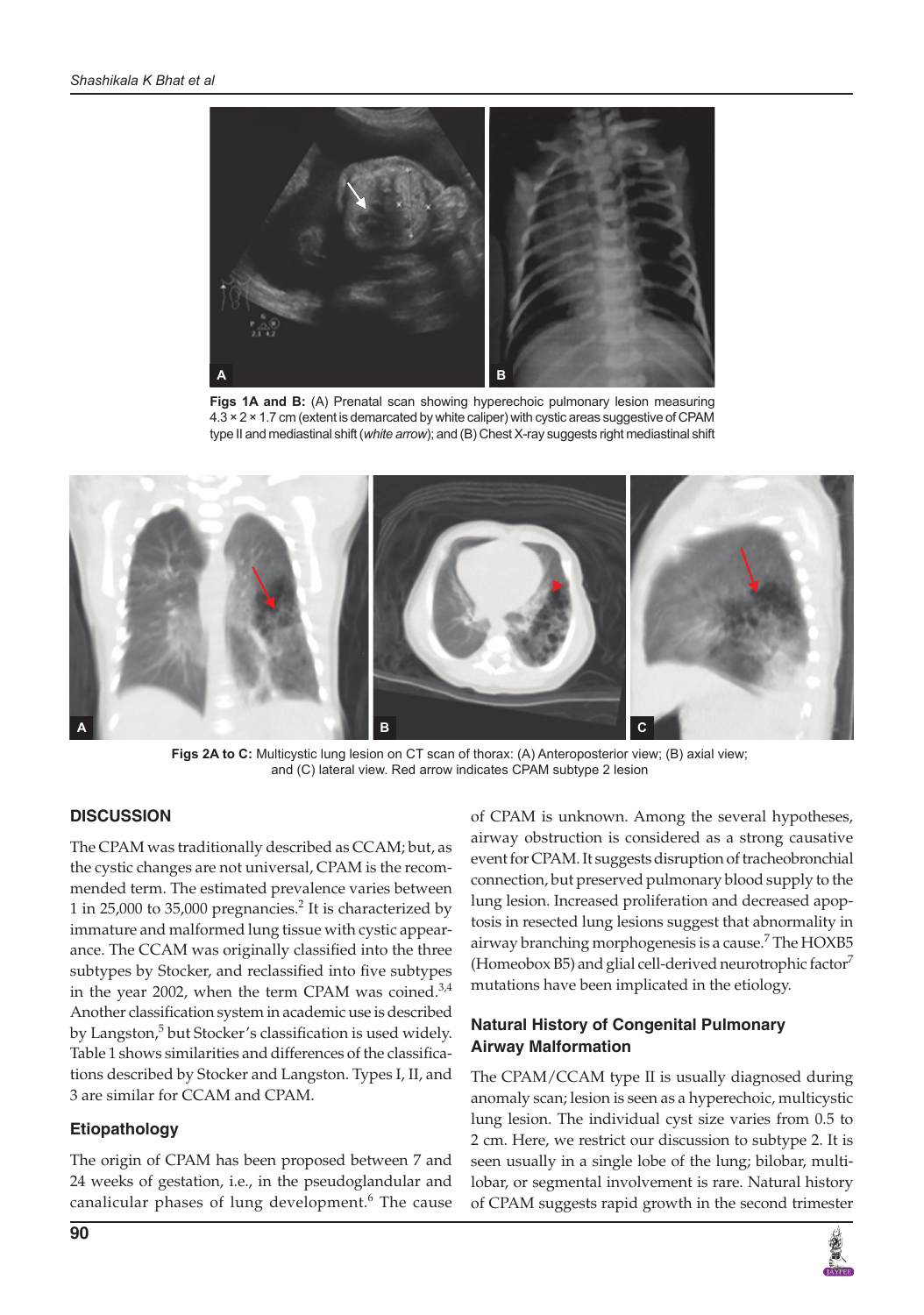**Figs 1A and B:** (A) Prenatal scan showing hyperechoic pulmonary lesion measuring 4.3 × 2 × 1.7 cm (extent is demarcated by white caliper) with cystic areas suggestive of CPAM type II and mediastinal shift (*white arrow*); and (B) Chest X-ray suggests right mediastinal shift

**Figs 2A to C:** Multicystic lung lesion on CT scan of thorax: (A) Anteroposterior view; (B) axial view; and (C) lateral view. Red arrow indicates CPAM subtype 2 lesion

## DISCUSSION

The CPAM was traditionally described as CCAM; but, as the cystic changes are not universal, CPAM is the recommended term. The estimated prevalence varies between 1 in 25,000 to 35,000 pregnancies.[2] It is characterized by immature and malformed lung tissue with cystic appearance. The CCAM was originally classified into the three subtypes by Stocker, and reclassified into five subtypes in the year 2002, when the term CPAM was coined.[3,4] Another classification system in academic use is described by Langston,[5] but Stocker's classification is used widely. Table 1 shows similarities and differences of the classifications described by Stocker and Langston. Types I, II, and 3 are similar for CCAM and CPAM.

### Etiopathology

The origin of CPAM has been proposed between 7 and 24 weeks of gestation, i.e., in the pseudoglandular and canalicular phases of lung development.[6] The cause of CPAM is unknown. Among the several hypotheses, airway obstruction is considered as a strong causative event for CPAM. It suggests disruption of tracheobronchial connection, but preserved pulmonary blood supply to the lung lesion. Increased proliferation and decreased apoptosis in resected lung lesions suggest that abnormality in airway branching morphogenesis is a cause.[7] The HOXB5 (Homeobox B5) and glial cell-derived neurotrophic factor[7] mutations have been implicated in the etiology.

### Natural History of Congenital Pulmonary Airway Malformation

The CPAM/CCAM type II is usually diagnosed during anomaly scan; lesion is seen as a hyperechoic, multicystic lung lesion. The individual cyst size varies from 0.5 to 2 cm. Here, we restrict our discussion to subtype 2. It is seen usually in a single lobe of the lung; bilobar, multilobar, or segmental involvement is rare. Natural history of CPAM suggests rapid growth in the second trimester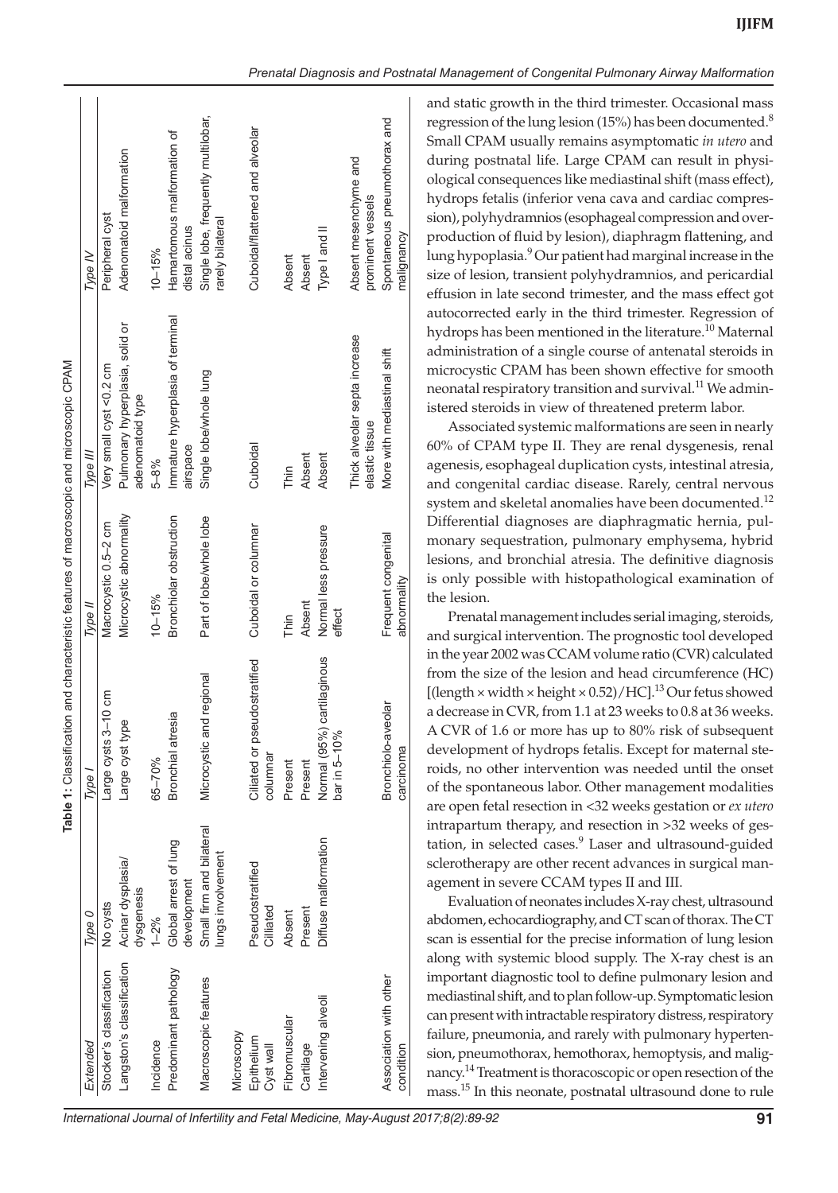**Table 1:** Classification and characteristic features of macroscopic and microscopic CPAM

| Extended | Type 0 | Type I | Type II | Type III | Type IV |
|---|---|---|---|---|---|
| Stocker's classification | No cysts | Large cysts 3–10 cm | Macrocystic 0.5–2 cm | Very small cyst <0.2 cm | Peripheral cyst |
| Langston's classification | Acinar dysplasia/dysgenesis | Large cyst type | Microcystic abnormality | Pulmonary hyperplasia, solid or adenomatoid type | Adenomatoid malformation |
| Incidence | 1–2% | 65–70% | 10–15% | 5–8% | 10–15% |
| Predominant pathology | Global arrest of lung development | Bronchial atresia | Bronchiolar obstruction | Immature hyperplasia of terminal airspace | Hamartomous malformation of distal acinus |
| Macroscopic features | Small firm and bilateral lungs involvement | Microcystic and regional | Part of lobe/whole lobe | Single lobe/whole lung | Single lobe, frequently multilobar, rarely bilateral |
| Microscopy | | | | | |
| Epithelium | Pseudostratified Cilliated | Ciliated or pseudostratified columnar | Cuboidal or columnar | Cuboidal | Cuboidal/flattened and alveolar |
| Cyst wall | | | | | |
| Fibromuscular | Absent | Present | Thin | Thin | Absent |
| Cartilage | Present | Present | Absent | Absent | Absent |
| Intervening alveoli | Diffuse malformation | Normal (95%) cartilaginous bar in 5–10% | Normal less pressure effect | Absent | Type I and II |
| | | | | Thick alveolar septa increase elastic tissue | Absent mesenchyme and prominent vessels |
| Association with other condition | | Bronchiolo-aveolar carcinoma | Frequent congenital abnormality | More with mediastinal shift | Spontaneous pneumothorax and malignancy |

and static growth in the third trimester. Occasional mass regression of the lung lesion (15%) has been documented.[8] Small CPAM usually remains asymptomatic *in utero* and during postnatal life. Large CPAM can result in physiological consequences like mediastinal shift (mass effect), hydrops fetalis (inferior vena cava and cardiac compression), polyhydramnios (esophageal compression and overproduction of fluid by lesion), diaphragm flattening, and lung hypoplasia.[9] Our patient had marginal increase in the size of lesion, transient polyhydramnios, and pericardial effusion in late second trimester, and the mass effect got autocorrected early in the third trimester. Regression of hydrops has been mentioned in the literature.[10] Maternal administration of a single course of antenatal steroids in microcystic CPAM has been shown effective for smooth neonatal respiratory transition and survival.[11] We administered steroids in view of threatened preterm labor.

Associated systemic malformations are seen in nearly 60% of CPAM type II. They are renal dysgenesis, renal agenesis, esophageal duplication cysts, intestinal atresia, and congenital cardiac disease. Rarely, central nervous system and skeletal anomalies have been documented.[12] Differential diagnoses are diaphragmatic hernia, pulmonary sequestration, pulmonary emphysema, hybrid lesions, and bronchial atresia. The definitive diagnosis is only possible with histopathological examination of the lesion.

Prenatal management includes serial imaging, steroids, and surgical intervention. The prognostic tool developed in the year 2002 was CCAM volume ratio (CVR) calculated from the size of the lesion and head circumference (HC) [(length × width × height × 0.52)/HC].[13] Our fetus showed a decrease in CVR, from 1.1 at 23 weeks to 0.8 at 36 weeks. A CVR of 1.6 or more has up to 80% risk of subsequent development of hydrops fetalis. Except for maternal steroids, no other intervention was needed until the onset of the spontaneous labor. Other management modalities are open fetal resection in <32 weeks gestation or *ex utero* intrapartum therapy, and resection in >32 weeks of gestation, in selected cases.[9] Laser and ultrasound-guided sclerotherapy are other recent advances in surgical management in severe CCAM types II and III.

Evaluation of neonates includes X-ray chest, ultrasound abdomen, echocardiography, and CT scan of thorax. The CT scan is essential for the precise information of lung lesion along with systemic blood supply. The X-ray chest is an important diagnostic tool to define pulmonary lesion and mediastinal shift, and to plan follow-up. Symptomatic lesion can present with intractable respiratory distress, respiratory failure, pneumonia, and rarely with pulmonary hypertension, pneumothorax, hemothorax, hemoptysis, and malignancy.[14] Treatment is thoracoscopic or open resection of the mass.[15] In this neonate, postnatal ultrasound done to rule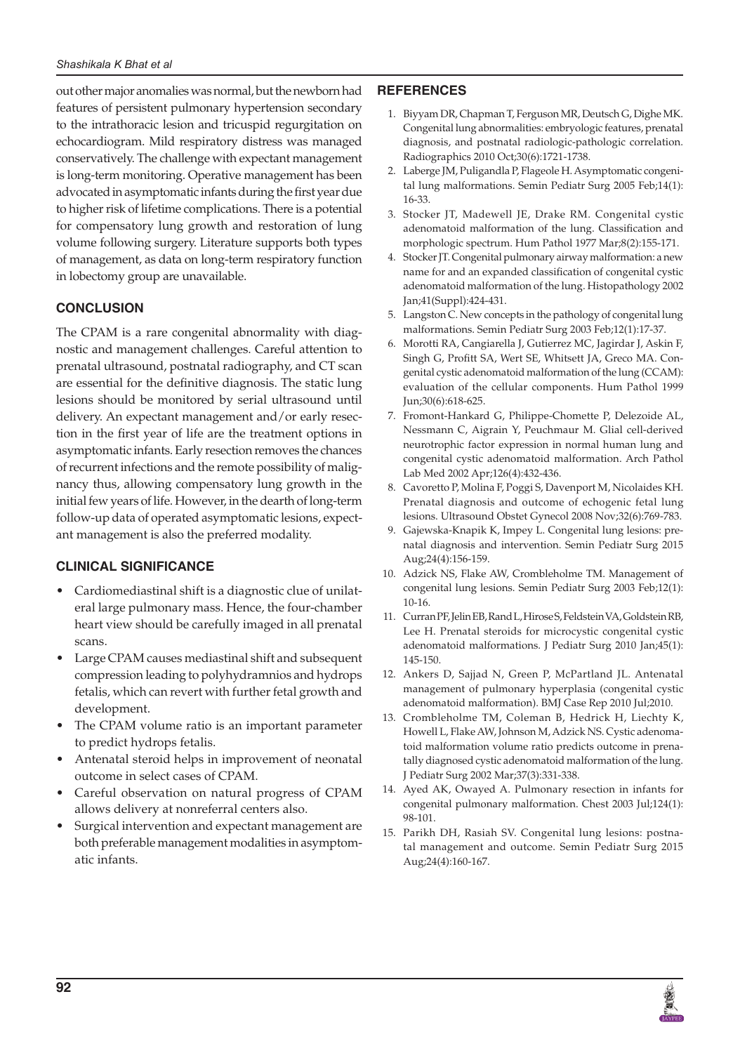out other major anomalies was normal, but the newborn had features of persistent pulmonary hypertension secondary to the intrathoracic lesion and tricuspid regurgitation on echocardiogram. Mild respiratory distress was managed conservatively. The challenge with expectant management is long-term monitoring. Operative management has been advocated in asymptomatic infants during the first year due to higher risk of lifetime complications. There is a potential for compensatory lung growth and restoration of lung volume following surgery. Literature supports both types of management, as data on long-term respiratory function in lobectomy group are unavailable.

## CONCLUSION

The CPAM is a rare congenital abnormality with diagnostic and management challenges. Careful attention to prenatal ultrasound, postnatal radiography, and CT scan are essential for the definitive diagnosis. The static lung lesions should be monitored by serial ultrasound until delivery. An expectant management and/or early resection in the first year of life are the treatment options in asymptomatic infants. Early resection removes the chances of recurrent infections and the remote possibility of malignancy thus, allowing compensatory lung growth in the initial few years of life. However, in the dearth of long-term follow-up data of operated asymptomatic lesions, expectant management is also the preferred modality.

## CLINICAL SIGNIFICANCE

- Cardiomediastinal shift is a diagnostic clue of unilateral large pulmonary mass. Hence, the four-chamber heart view should be carefully imaged in all prenatal scans.
- Large CPAM causes mediastinal shift and subsequent compression leading to polyhydramnios and hydrops fetalis, which can revert with further fetal growth and development.
- The CPAM volume ratio is an important parameter to predict hydrops fetalis.
- Antenatal steroid helps in improvement of neonatal outcome in select cases of CPAM.
- Careful observation on natural progress of CPAM allows delivery at nonreferral centers also.
- Surgical intervention and expectant management are both preferable management modalities in asymptomatic infants.

## REFERENCES

1. Biyyam DR, Chapman T, Ferguson MR, Deutsch G, Dighe MK. Congenital lung abnormalities: embryologic features, prenatal diagnosis, and postnatal radiologic-pathologic correlation. Radiographics 2010 Oct;30(6):1721-1738.
2. Laberge JM, Puligandla P, Flageole H. Asymptomatic congenital lung malformations. Semin Pediatr Surg 2005 Feb;14(1):16-33.
3. Stocker JT, Madewell JE, Drake RM. Congenital cystic adenomatoid malformation of the lung. Classification and morphologic spectrum. Hum Pathol 1977 Mar;8(2):155-171.
4. Stocker JT. Congenital pulmonary airway malformation: a new name for and an expanded classification of congenital cystic adenomatoid malformation of the lung. Histopathology 2002 Jan;41(Suppl):424-431.
5. Langston C. New concepts in the pathology of congenital lung malformations. Semin Pediatr Surg 2003 Feb;12(1):17-37.
6. Morotti RA, Cangiarella J, Gutierrez MC, Jagirdar J, Askin F, Singh G, Profitt SA, Wert SE, Whitsett JA, Greco MA. Congenital cystic adenomatoid malformation of the lung (CCAM): evaluation of the cellular components. Hum Pathol 1999 Jun;30(6):618-625.
7. Fromont-Hankard G, Philippe-Chomette P, Delezoide AL, Nessmann C, Aigrain Y, Peuchmaur M. Glial cell-derived neurotrophic factor expression in normal human lung and congenital cystic adenomatoid malformation. Arch Pathol Lab Med 2002 Apr;126(4):432-436.
8. Cavoretto P, Molina F, Poggi S, Davenport M, Nicolaides KH. Prenatal diagnosis and outcome of echogenic fetal lung lesions. Ultrasound Obstet Gynecol 2008 Nov;32(6):769-783.
9. Gajewska-Knapik K, Impey L. Congenital lung lesions: prenatal diagnosis and intervention. Semin Pediatr Surg 2015 Aug;24(4):156-159.
10. Adzick NS, Flake AW, Crombleholme TM. Management of congenital lung lesions. Semin Pediatr Surg 2003 Feb;12(1):10-16.
11. Curran PF, Jelin EB, Rand L, Hirose S, Feldstein VA, Goldstein RB, Lee H. Prenatal steroids for microcystic congenital cystic adenomatoid malformations. J Pediatr Surg 2010 Jan;45(1):145-150.
12. Ankers D, Sajjad N, Green P, McPartland JL. Antenatal management of pulmonary hyperplasia (congenital cystic adenomatoid malformation). BMJ Case Rep 2010 Jul;2010.
13. Crombleholme TM, Coleman B, Hedrick H, Liechty K, Howell L, Flake AW, Johnson M, Adzick NS. Cystic adenomatoid malformation volume ratio predicts outcome in prenatally diagnosed cystic adenomatoid malformation of the lung. J Pediatr Surg 2002 Mar;37(3):331-338.
14. Ayed AK, Owayed A. Pulmonary resection in infants for congenital pulmonary malformation. Chest 2003 Jul;124(1):98-101.
15. Parikh DH, Rasiah SV. Congenital lung lesions: postnatal management and outcome. Semin Pediatr Surg 2015 Aug;24(4):160-167.